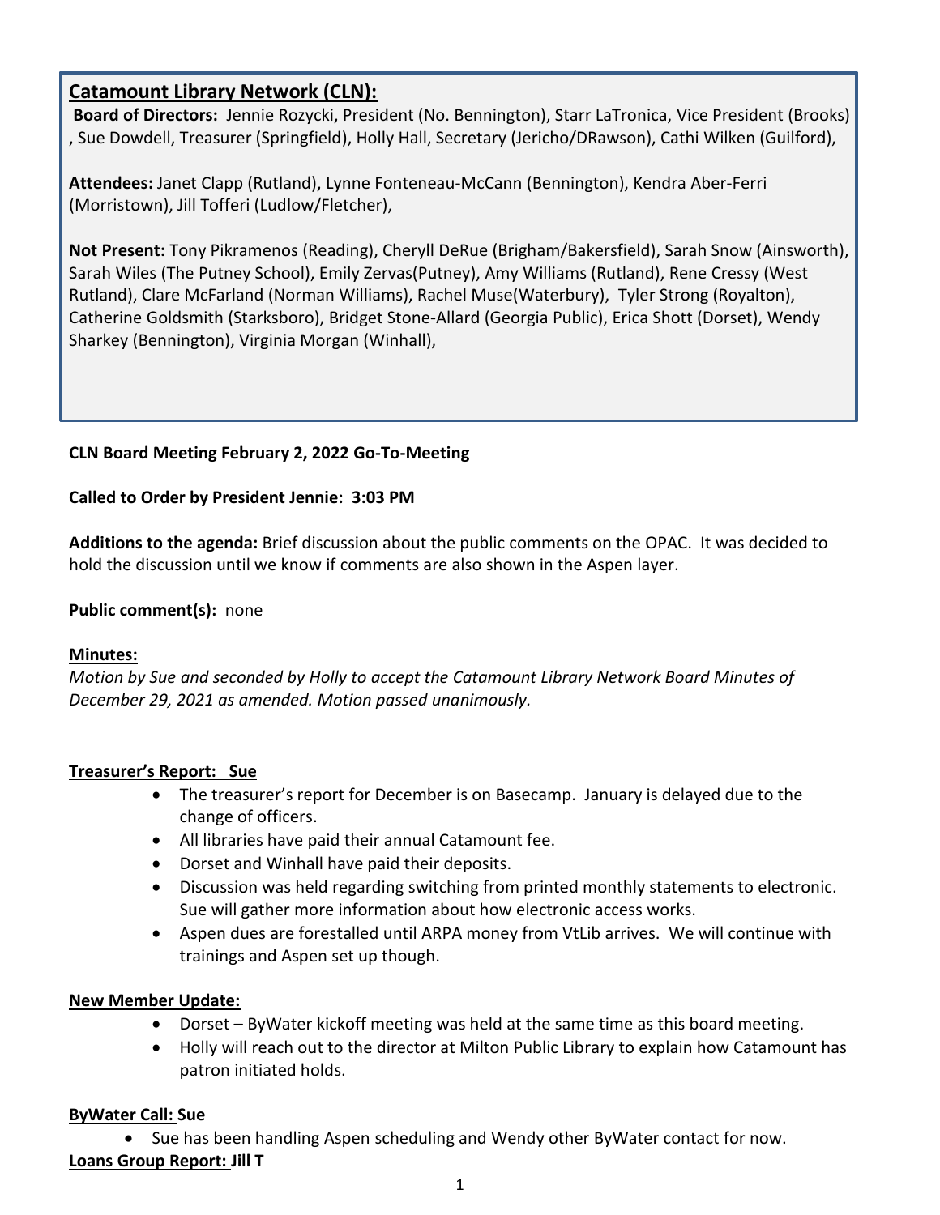## Catamount Library Network (CLN):

**Board of Directors:** Jennie Rozycki, President (No. Bennington), Starr LaTronica, Vice President (Brooks), Sue Dowdell, Treasurer (Springfield), Holly Hall, Secretary (Jericho/DRawson), Cathi Wilken (Guilford),

**Attendees:** Janet Clapp (Rutland), Lynne Fonteneau-McCann (Bennington), Kendra Aber-Ferri (Morristown), Jill Tofferi (Ludlow/Fletcher),

**Not Present:** Tony Pikramenos (Reading), Cheryll DeRue (Brigham/Bakersfield), Sarah Snow (Ainsworth), Sarah Wiles (The Putney School), Emily Zervas(Putney), Amy Williams (Rutland), Rene Cressy (West Rutland), Clare McFarland (Norman Williams), Rachel Muse(Waterbury), Tyler Strong (Royalton), Catherine Goldsmith (Starksboro), Bridget Stone-Allard (Georgia Public), Erica Shott (Dorset), Wendy Sharkey (Bennington), Virginia Morgan (Winhall),

**CLN Board Meeting February 2, 2022 Go-To-Meeting**

**Called to Order by President Jennie: 3:03 PM**

**Additions to the agenda:** Brief discussion about the public comments on the OPAC. It was decided to hold the discussion until we know if comments are also shown in the Aspen layer.

**Public comment(s):** none

**Minutes:**

*Motion by Sue and seconded by Holly to accept the Catamount Library Network Board Minutes of December 29, 2021 as amended. Motion passed unanimously.*

**Treasurer's Report: Sue**

- The treasurer's report for December is on Basecamp. January is delayed due to the change of officers.
- All libraries have paid their annual Catamount fee.
- Dorset and Winhall have paid their deposits.
- Discussion was held regarding switching from printed monthly statements to electronic. Sue will gather more information about how electronic access works.
- Aspen dues are forestalled until ARPA money from VtLib arrives. We will continue with trainings and Aspen set up though.

**New Member Update:**

- Dorset – ByWater kickoff meeting was held at the same time as this board meeting.
- Holly will reach out to the director at Milton Public Library to explain how Catamount has patron initiated holds.

**ByWater Call: Sue**

- Sue has been handling Aspen scheduling and Wendy other ByWater contact for now.

**Loans Group Report: Jill T**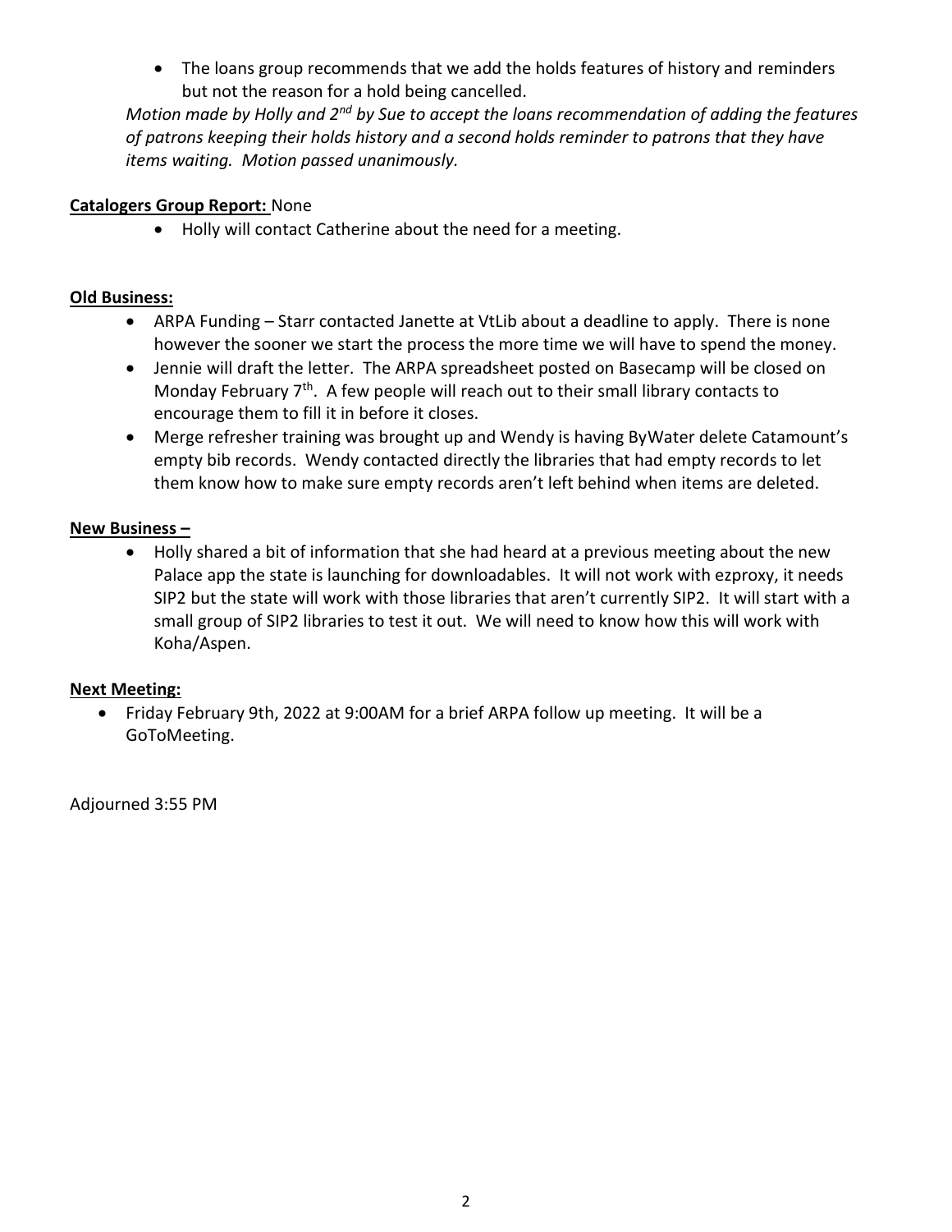- The loans group recommends that we add the holds features of history and reminders but not the reason for a hold being cancelled.

*Motion made by Holly and 2nd by Sue to accept the loans recommendation of adding the features of patrons keeping their holds history and a second holds reminder to patrons that they have items waiting. Motion passed unanimously.*

**Catalogers Group Report:** None

- Holly will contact Catherine about the need for a meeting.

**Old Business:**

- ARPA Funding – Starr contacted Janette at VtLib about a deadline to apply. There is none however the sooner we start the process the more time we will have to spend the money.
- Jennie will draft the letter. The ARPA spreadsheet posted on Basecamp will be closed on Monday February 7th. A few people will reach out to their small library contacts to encourage them to fill it in before it closes.
- Merge refresher training was brought up and Wendy is having ByWater delete Catamount's empty bib records. Wendy contacted directly the libraries that had empty records to let them know how to make sure empty records aren't left behind when items are deleted.

**New Business –**

- Holly shared a bit of information that she had heard at a previous meeting about the new Palace app the state is launching for downloadables. It will not work with ezproxy, it needs SIP2 but the state will work with those libraries that aren't currently SIP2. It will start with a small group of SIP2 libraries to test it out. We will need to know how this will work with Koha/Aspen.

**Next Meeting:**

- Friday February 9th, 2022 at 9:00AM for a brief ARPA follow up meeting. It will be a GoToMeeting.

Adjourned 3:55 PM